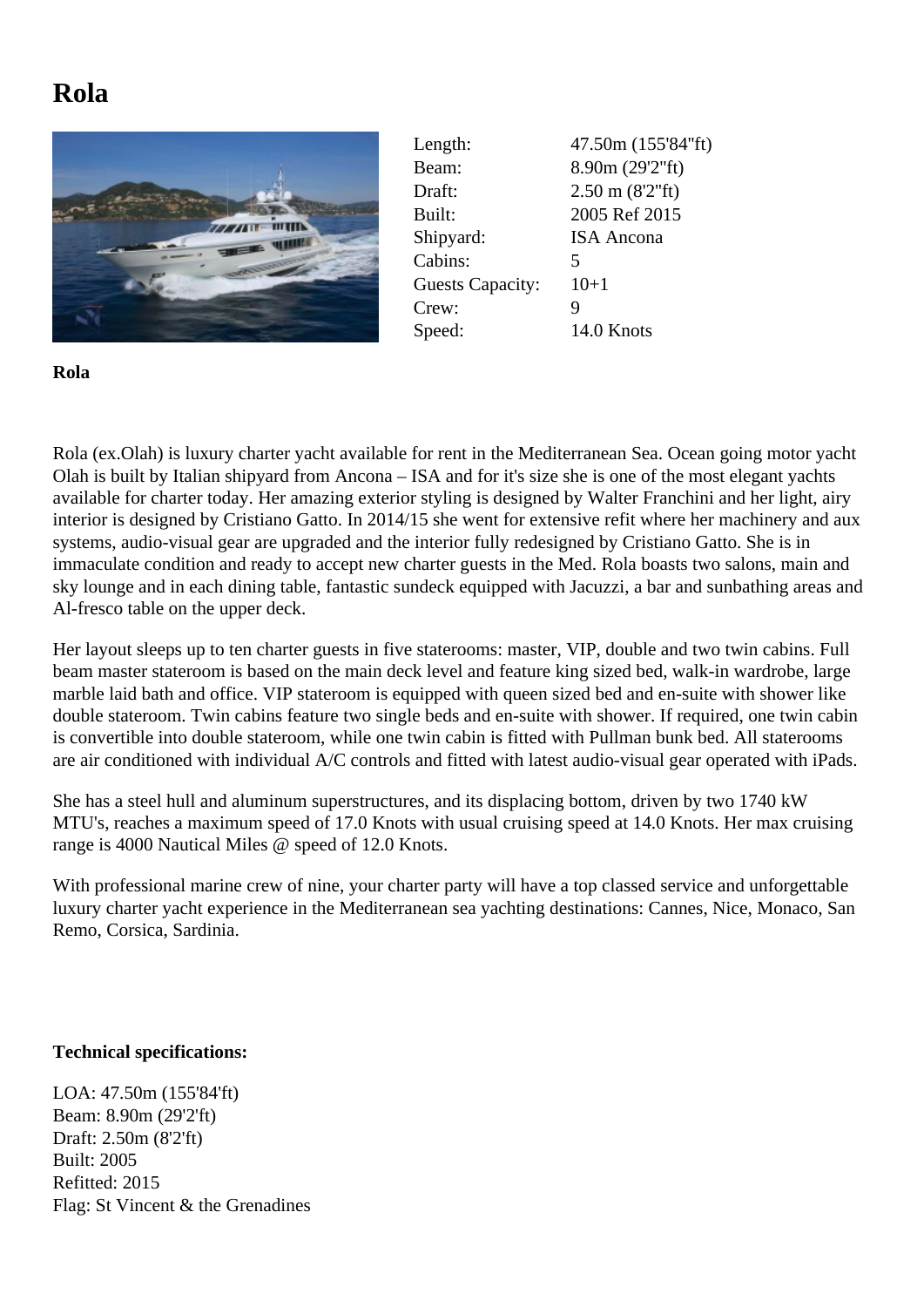# Rola

| | |
|---|---|
| Length: | 47.50m (155'84"ft) |
| Beam: | 8.90m (29'2"ft) |
| Draft: | 2.50 m (8'2"ft) |
| Built: | 2005 Ref 2015 |
| Shipyard: | ISA Ancona |
| Cabins: | 5 |
| Guests Capacity: | 10+1 |
| Crew: | 9 |
| Speed: | 14.0 Knots |

**Rola**

Rola (ex.Olah) is luxury charter yacht available for rent in the Mediterranean Sea. Ocean going motor yacht Olah is built by Italian shipyard from Ancona – ISA and for it's size she is one of the most elegant yachts available for charter today. Her amazing exterior styling is designed by Walter Franchini and her light, airy interior is designed by Cristiano Gatto. In 2014/15 she went for extensive refit where her machinery and aux systems, audio-visual gear are upgraded and the interior fully redesigned by Cristiano Gatto. She is in immaculate condition and ready to accept new charter guests in the Med. Rola boasts two salons, main and sky lounge and in each dining table, fantastic sundeck equipped with Jacuzzi, a bar and sunbathing areas and Al-fresco table on the upper deck.

Her layout sleeps up to ten charter guests in five staterooms: master, VIP, double and two twin cabins. Full beam master stateroom is based on the main deck level and feature king sized bed, walk-in wardrobe, large marble laid bath and office. VIP stateroom is equipped with queen sized bed and en-suite with shower like double stateroom. Twin cabins feature two single beds and en-suite with shower. If required, one twin cabin is convertible into double stateroom, while one twin cabin is fitted with Pullman bunk bed. All staterooms are air conditioned with individual A/C controls and fitted with latest audio-visual gear operated with iPads.

She has a steel hull and aluminum superstructures, and its displacing bottom, driven by two 1740 kW MTU's, reaches a maximum speed of 17.0 Knots with usual cruising speed at 14.0 Knots. Her max cruising range is 4000 Nautical Miles @ speed of 12.0 Knots.

With professional marine crew of nine, your charter party will have a top classed service and unforgettable luxury charter yacht experience in the Mediterranean sea yachting destinations: Cannes, Nice, Monaco, San Remo, Corsica, Sardinia.

**Technical specifications:**

LOA: 47.50m (155'84'ft)
Beam: 8.90m (29'2'ft)
Draft: 2.50m (8'2'ft)
Built: 2005
Refitted: 2015
Flag: St Vincent & the Grenadines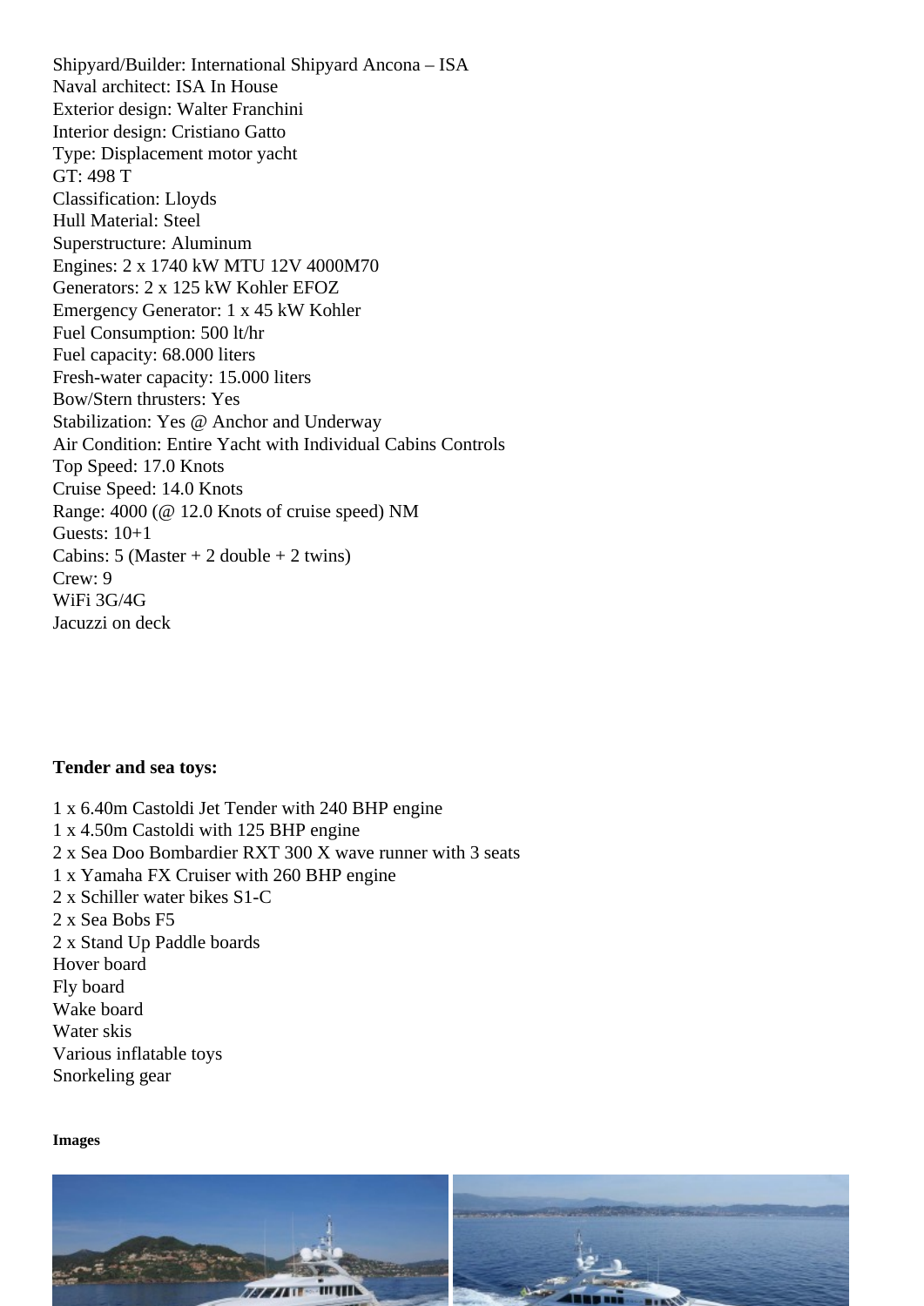Shipyard/Builder: International Shipyard Ancona – ISA
Naval architect: ISA In House
Exterior design: Walter Franchini
Interior design: Cristiano Gatto
Type: Displacement motor yacht
GT: 498 T
Classification: Lloyds
Hull Material: Steel
Superstructure: Aluminum
Engines: 2 x 1740 kW MTU 12V 4000M70
Generators: 2 x 125 kW Kohler EFOZ
Emergency Generator: 1 x 45 kW Kohler
Fuel Consumption: 500 lt/hr
Fuel capacity: 68.000 liters
Fresh-water capacity: 15.000 liters
Bow/Stern thrusters: Yes
Stabilization: Yes @ Anchor and Underway
Air Condition: Entire Yacht with Individual Cabins Controls
Top Speed: 17.0 Knots
Cruise Speed: 14.0 Knots
Range: 4000 (@ 12.0 Knots of cruise speed) NM
Guests: 10+1
Cabins: 5 (Master + 2 double + 2 twins)
Crew: 9
WiFi 3G/4G
Jacuzzi on deck

**Tender and sea toys:**

1 x 6.40m Castoldi Jet Tender with 240 BHP engine
1 x 4.50m Castoldi with 125 BHP engine
2 x Sea Doo Bombardier RXT 300 X wave runner with 3 seats
1 x Yamaha FX Cruiser with 260 BHP engine
2 x Schiller water bikes S1-C
2 x Sea Bobs F5
2 x Stand Up Paddle boards
Hover board
Fly board
Wake board
Water skis
Various inflatable toys
Snorkeling gear

**Images**